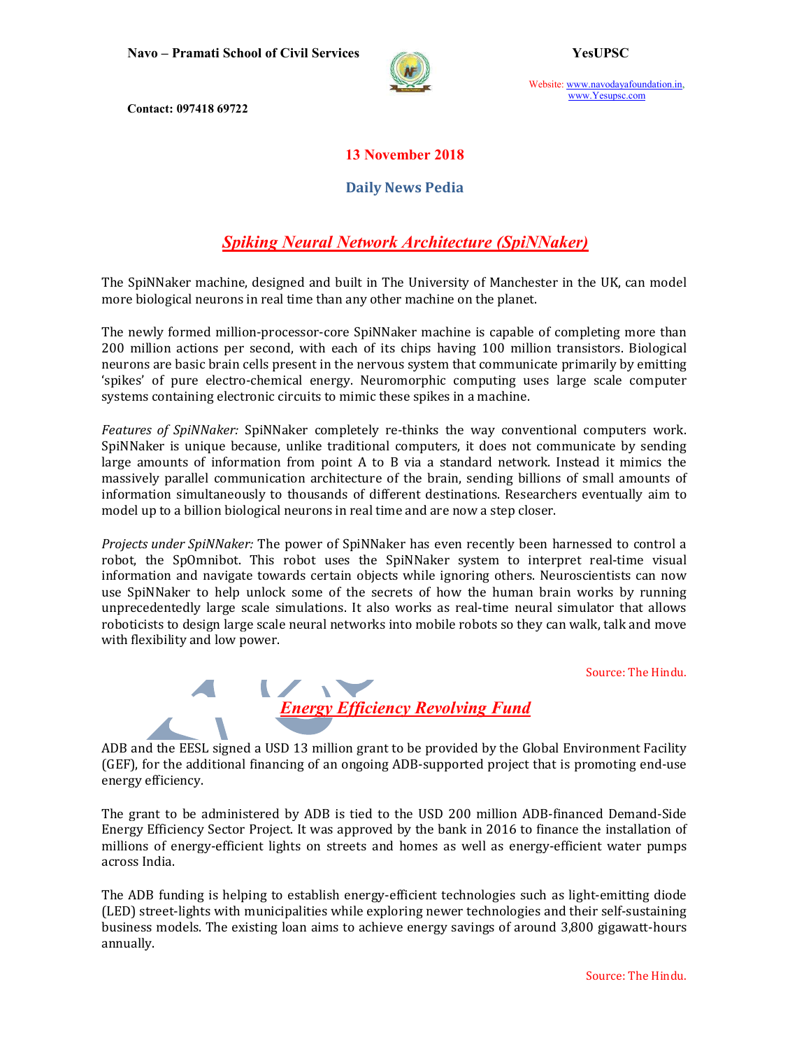**13 November 2018**

## Daily News Pedia

### *Spiking Neural Network Architecture (SpiNNaker)*

The SpiNNaker machine, designed and built in The University of Manchester in the UK, can model more biological neurons in real time than any other machine on the planet.

The newly formed million-processor-core SpiNNaker machine is capable of completing more than 200 million actions per second, with each of its chips having 100 million transistors. Biological neurons are basic brain cells present in the nervous system that communicate primarily by emitting 'spikes' of pure electro-chemical energy. Neuromorphic computing uses large scale computer systems containing electronic circuits to mimic these spikes in a machine.

*Features of SpiNNaker:* SpiNNaker completely re-thinks the way conventional computers work. SpiNNaker is unique because, unlike traditional computers, it does not communicate by sending large amounts of information from point A to B via a standard network. Instead it mimics the massively parallel communication architecture of the brain, sending billions of small amounts of information simultaneously to thousands of different destinations. Researchers eventually aim to model up to a billion biological neurons in real time and are now a step closer.

*Projects under SpiNNaker:* The power of SpiNNaker has even recently been harnessed to control a robot, the SpOmnibot. This robot uses the SpiNNaker system to interpret real-time visual information and navigate towards certain objects while ignoring others. Neuroscientists can now use SpiNNaker to help unlock some of the secrets of how the human brain works by running unprecedentedly large scale simulations. It also works as real-time neural simulator that allows roboticists to design large scale neural networks into mobile robots so they can walk, talk and move with flexibility and low power.

Source: The Hindu.

### *Energy Efficiency Revolving Fund*

ADB and the EESL signed a USD 13 million grant to be provided by the Global Environment Facility (GEF), for the additional financing of an ongoing ADB-supported project that is promoting end-use energy efficiency.

The grant to be administered by ADB is tied to the USD 200 million ADB-financed Demand-Side Energy Efficiency Sector Project. It was approved by the bank in 2016 to finance the installation of millions of energy-efficient lights on streets and homes as well as energy-efficient water pumps across India.

The ADB funding is helping to establish energy-efficient technologies such as light-emitting diode (LED) street-lights with municipalities while exploring newer technologies and their self-sustaining business models. The existing loan aims to achieve energy savings of around 3,800 gigawatt-hours annually.

Source: The Hindu.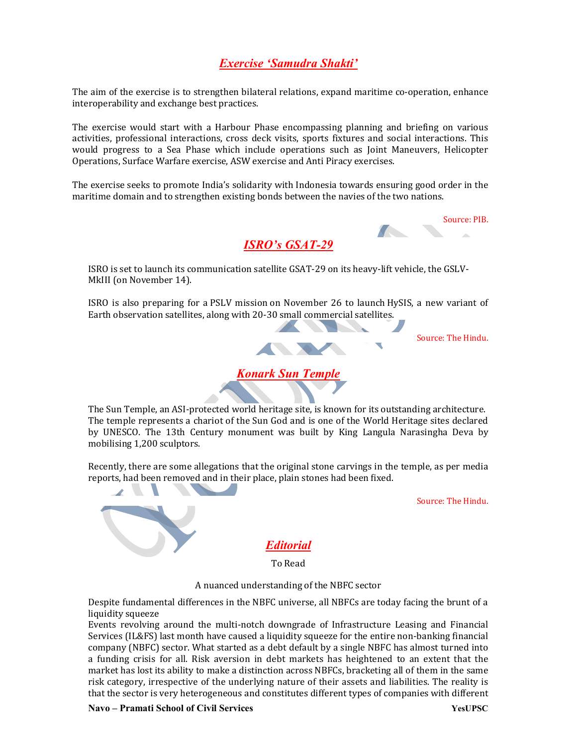## *Exercise 'Samudra Shakti'*

The aim of the exercise is to strengthen bilateral relations, expand maritime co-operation, enhance interoperability and exchange best practices.

The exercise would start with a Harbour Phase encompassing planning and briefing on various activities, professional interactions, cross deck visits, sports fixtures and social interactions. This would progress to a Sea Phase which include operations such as Joint Maneuvers, Helicopter Operations, Surface Warfare exercise, ASW exercise and Anti Piracy exercises.

The exercise seeks to promote India's solidarity with Indonesia towards ensuring good order in the maritime domain and to strengthen existing bonds between the navies of the two nations.

Source: PIB.

## *ISRO's GSAT-29*

ISRO is set to launch its communication satellite GSAT-29 on its heavy-lift vehicle, the GSLV-MkIII (on November 14).

ISRO is also preparing for a PSLV mission on November 26 to launch HySIS, a new variant of Earth observation satellites, along with 20-30 small commercial satellites.

Source: The Hindu.

## *Konark Sun Temple*

The Sun Temple, an ASI-protected world heritage site, is known for its outstanding architecture. The temple represents a chariot of the Sun God and is one of the World Heritage sites declared by UNESCO. The 13th Century monument was built by King Langula Narasingha Deva by mobilising 1,200 sculptors.

Recently, there are some allegations that the original stone carvings in the temple, as per media reports, had been removed and in their place, plain stones had been fixed.

Source: The Hindu.

## *Editorial*

To Read

A nuanced understanding of the NBFC sector

Despite fundamental differences in the NBFC universe, all NBFCs are today facing the brunt of a liquidity squeeze

Events revolving around the multi-notch downgrade of Infrastructure Leasing and Financial Services (IL&FS) last month have caused a liquidity squeeze for the entire non-banking financial company (NBFC) sector. What started as a debt default by a single NBFC has almost turned into a funding crisis for all. Risk aversion in debt markets has heightened to an extent that the market has lost its ability to make a distinction across NBFCs, bracketing all of them in the same risk category, irrespective of the underlying nature of their assets and liabilities. The reality is that the sector is very heterogeneous and constitutes different types of companies with different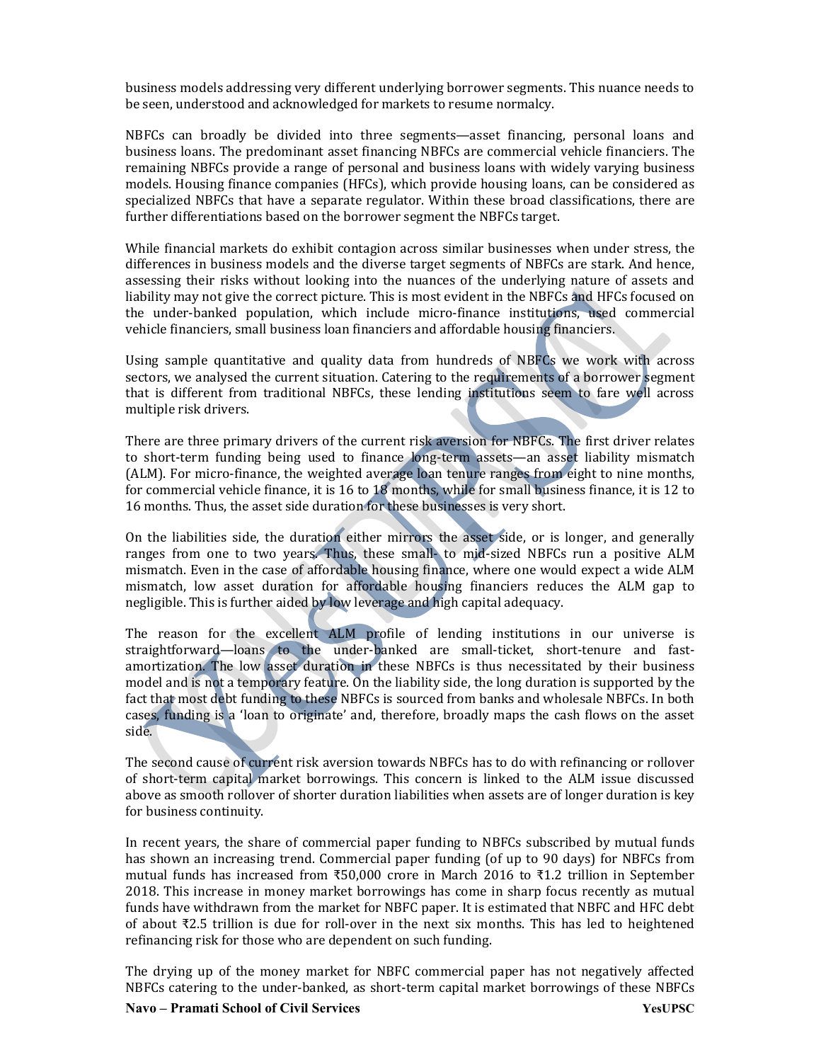business models addressing very different underlying borrower segments. This nuance needs to be seen, understood and acknowledged for markets to resume normalcy.

NBFCs can broadly be divided into three segments—asset financing, personal loans and business loans. The predominant asset financing NBFCs are commercial vehicle financiers. The remaining NBFCs provide a range of personal and business loans with widely varying business models. Housing finance companies (HFCs), which provide housing loans, can be considered as specialized NBFCs that have a separate regulator. Within these broad classifications, there are further differentiations based on the borrower segment the NBFCs target.

While financial markets do exhibit contagion across similar businesses when under stress, the differences in business models and the diverse target segments of NBFCs are stark. And hence, assessing their risks without looking into the nuances of the underlying nature of assets and liability may not give the correct picture. This is most evident in the NBFCs and HFCs focused on the under-banked population, which include micro-finance institutions, used commercial vehicle financiers, small business loan financiers and affordable housing financiers.

Using sample quantitative and quality data from hundreds of NBFCs we work with across sectors, we analysed the current situation. Catering to the requirements of a borrower segment that is different from traditional NBFCs, these lending institutions seem to fare well across multiple risk drivers.

There are three primary drivers of the current risk aversion for NBFCs. The first driver relates to short-term funding being used to finance long-term assets—an asset liability mismatch (ALM). For micro-finance, the weighted average loan tenure ranges from eight to nine months, for commercial vehicle finance, it is 16 to 18 months, while for small business finance, it is 12 to 16 months. Thus, the asset side duration for these businesses is very short.

On the liabilities side, the duration either mirrors the asset side, or is longer, and generally ranges from one to two years. Thus, these small- to mid-sized NBFCs run a positive ALM mismatch. Even in the case of affordable housing finance, where one would expect a wide ALM mismatch, low asset duration for affordable housing financiers reduces the ALM gap to negligible. This is further aided by low leverage and high capital adequacy.

The reason for the excellent ALM profile of lending institutions in our universe is straightforward—loans to the under-banked are small-ticket, short-tenure and fast-amortization. The low asset duration in these NBFCs is thus necessitated by their business model and is not a temporary feature. On the liability side, the long duration is supported by the fact that most debt funding to these NBFCs is sourced from banks and wholesale NBFCs. In both cases, funding is a 'loan to originate' and, therefore, broadly maps the cash flows on the asset side.

The second cause of current risk aversion towards NBFCs has to do with refinancing or rollover of short-term capital market borrowings. This concern is linked to the ALM issue discussed above as smooth rollover of shorter duration liabilities when assets are of longer duration is key for business continuity.

In recent years, the share of commercial paper funding to NBFCs subscribed by mutual funds has shown an increasing trend. Commercial paper funding (of up to 90 days) for NBFCs from mutual funds has increased from ₹50,000 crore in March 2016 to ₹1.2 trillion in September 2018. This increase in money market borrowings has come in sharp focus recently as mutual funds have withdrawn from the market for NBFC paper. It is estimated that NBFC and HFC debt of about ₹2.5 trillion is due for roll-over in the next six months. This has led to heightened refinancing risk for those who are dependent on such funding.

The drying up of the money market for NBFC commercial paper has not negatively affected NBFCs catering to the under-banked, as short-term capital market borrowings of these NBFCs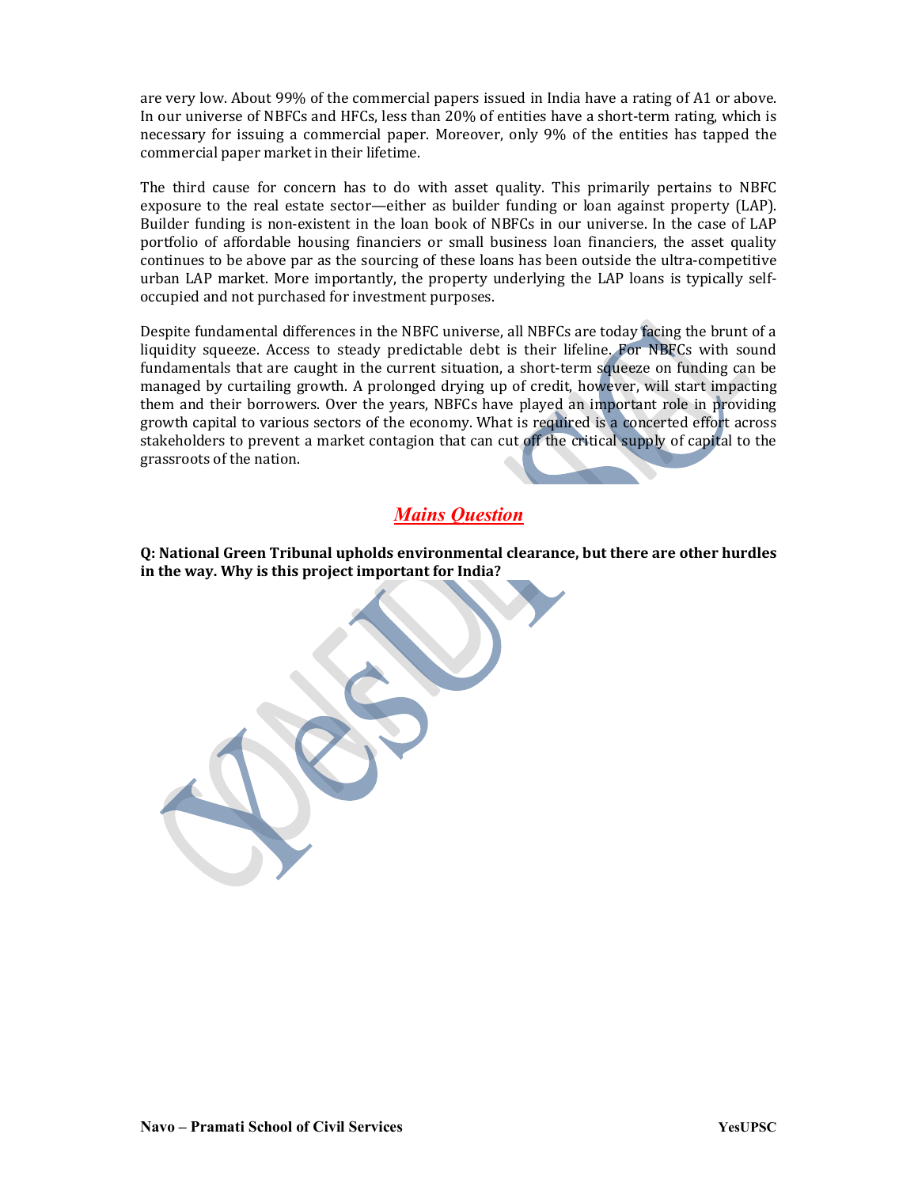are very low. About 99% of the commercial papers issued in India have a rating of A1 or above. In our universe of NBFCs and HFCs, less than 20% of entities have a short-term rating, which is necessary for issuing a commercial paper. Moreover, only 9% of the entities has tapped the commercial paper market in their lifetime.

The third cause for concern has to do with asset quality. This primarily pertains to NBFC exposure to the real estate sector—either as builder funding or loan against property (LAP). Builder funding is non-existent in the loan book of NBFCs in our universe. In the case of LAP portfolio of affordable housing financiers or small business loan financiers, the asset quality continues to be above par as the sourcing of these loans has been outside the ultra-competitive urban LAP market. More importantly, the property underlying the LAP loans is typically self-occupied and not purchased for investment purposes.

Despite fundamental differences in the NBFC universe, all NBFCs are today facing the brunt of a liquidity squeeze. Access to steady predictable debt is their lifeline. For NBFCs with sound fundamentals that are caught in the current situation, a short-term squeeze on funding can be managed by curtailing growth. A prolonged drying up of credit, however, will start impacting them and their borrowers. Over the years, NBFCs have played an important role in providing growth capital to various sectors of the economy. What is required is a concerted effort across stakeholders to prevent a market contagion that can cut off the critical supply of capital to the grassroots of the nation.

## *Mains Question*

**Q: National Green Tribunal upholds environmental clearance, but there are other hurdles in the way. Why is this project important for India?**